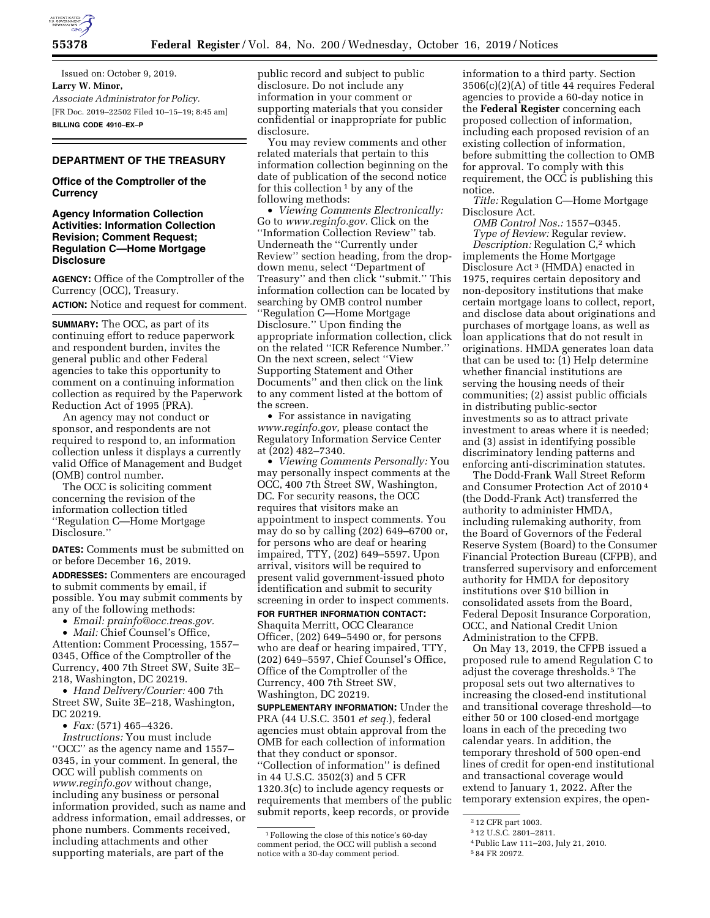Issued on: October 9, 2019.

**Larry W. Minor,**

*Associate Administrator for Policy.*

[FR Doc. 2019–22502 Filed 10–15–19; 8:45 am]

**BILLING CODE 4910–EX–P**

## DEPARTMENT OF THE TREASURY

### Office of the Comptroller of the Currency

### Agency Information Collection Activities: Information Collection Revision; Comment Request; Regulation C—Home Mortgage Disclosure

**AGENCY:** Office of the Comptroller of the Currency (OCC), Treasury.

**ACTION:** Notice and request for comment.

**SUMMARY:** The OCC, as part of its continuing effort to reduce paperwork and respondent burden, invites the general public and other Federal agencies to take this opportunity to comment on a continuing information collection as required by the Paperwork Reduction Act of 1995 (PRA).

An agency may not conduct or sponsor, and respondents are not required to respond to, an information collection unless it displays a currently valid Office of Management and Budget (OMB) control number.

The OCC is soliciting comment concerning the revision of the information collection titled ''Regulation C—Home Mortgage Disclosure.''

**DATES:** Comments must be submitted on or before December 16, 2019.

**ADDRESSES:** Commenters are encouraged to submit comments by email, if possible. You may submit comments by any of the following methods:

- *Email: prainfo@occ.treas.gov.*
- *Mail:* Chief Counsel's Office, Attention: Comment Processing, 1557–0345, Office of the Comptroller of the Currency, 400 7th Street SW, Suite 3E–218, Washington, DC 20219.
- *Hand Delivery/Courier:* 400 7th Street SW, Suite 3E–218, Washington, DC 20219.
- *Fax:* (571) 465–4326.

*Instructions:* You must include ''OCC'' as the agency name and 1557–0345, in your comment. In general, the OCC will publish comments on *www.reginfo.gov* without change, including any business or personal information provided, such as name and address information, email addresses, or phone numbers. Comments received, including attachments and other supporting materials, are part of the public record and subject to public disclosure. Do not include any information in your comment or supporting materials that you consider confidential or inappropriate for public disclosure.

You may review comments and other related materials that pertain to this information collection beginning on the date of publication of the second notice for this collection [1] by any of the following methods:

- *Viewing Comments Electronically:* Go to *www.reginfo.gov.* Click on the ''Information Collection Review'' tab. Underneath the ''Currently under Review'' section heading, from the drop-down menu, select ''Department of Treasury'' and then click ''submit.'' This information collection can be located by searching by OMB control number ''Regulation C—Home Mortgage Disclosure.'' Upon finding the appropriate information collection, click on the related ''ICR Reference Number.'' On the next screen, select ''View Supporting Statement and Other Documents'' and then click on the link to any comment listed at the bottom of the screen.
- For assistance in navigating *www.reginfo.gov,* please contact the Regulatory Information Service Center at (202) 482–7340.
- *Viewing Comments Personally:* You may personally inspect comments at the OCC, 400 7th Street SW, Washington, DC. For security reasons, the OCC requires that visitors make an appointment to inspect comments. You may do so by calling (202) 649–6700 or, for persons who are deaf or hearing impaired, TTY, (202) 649–5597. Upon arrival, visitors will be required to present valid government-issued photo identification and submit to security screening in order to inspect comments.

**FOR FURTHER INFORMATION CONTACT:** Shaquita Merritt, OCC Clearance Officer, (202) 649–5490 or, for persons who are deaf or hearing impaired, TTY, (202) 649–5597, Chief Counsel's Office, Office of the Comptroller of the Currency, 400 7th Street SW, Washington, DC 20219.

**SUPPLEMENTARY INFORMATION:** Under the PRA (44 U.S.C. 3501 *et seq.*), federal agencies must obtain approval from the OMB for each collection of information that they conduct or sponsor. ''Collection of information'' is defined in 44 U.S.C. 3502(3) and 5 CFR 1320.3(c) to include agency requests or requirements that members of the public submit reports, keep records, or provide information to a third party. Section 3506(c)(2)(A) of title 44 requires Federal agencies to provide a 60-day notice in the **Federal Register** concerning each proposed collection of information, including each proposed revision of an existing collection of information, before submitting the collection to OMB for approval. To comply with this requirement, the OCC is publishing this notice.

*Title:* Regulation C—Home Mortgage Disclosure Act.

*OMB Control Nos.:* 1557–0345.

*Type of Review:* Regular review.

*Description:* Regulation C,[2] which implements the Home Mortgage Disclosure Act [3] (HMDA) enacted in 1975, requires certain depository and non-depository institutions that make certain mortgage loans to collect, report, and disclose data about originations and purchases of mortgage loans, as well as loan applications that do not result in originations. HMDA generates loan data that can be used to: (1) Help determine whether financial institutions are serving the housing needs of their communities; (2) assist public officials in distributing public-sector investments so as to attract private investment to areas where it is needed; and (3) assist in identifying possible discriminatory lending patterns and enforcing anti-discrimination statutes.

The Dodd-Frank Wall Street Reform and Consumer Protection Act of 2010 [4] (the Dodd-Frank Act) transferred the authority to administer HMDA, including rulemaking authority, from the Board of Governors of the Federal Reserve System (Board) to the Consumer Financial Protection Bureau (CFPB), and transferred supervisory and enforcement authority for HMDA for depository institutions over $10 billion in consolidated assets from the Board, Federal Deposit Insurance Corporation, OCC, and National Credit Union Administration to the CFPB.

On May 13, 2019, the CFPB issued a proposed rule to amend Regulation C to adjust the coverage thresholds.[5] The proposal sets out two alternatives to increasing the closed-end institutional and transitional coverage threshold—to either 50 or 100 closed-end mortgage loans in each of the preceding two calendar years. In addition, the temporary threshold of 500 open-end lines of credit for open-end institutional and transactional coverage would extend to January 1, 2022. After the temporary extension expires, the open-

---

[1] Following the close of this notice's 60-day comment period, the OCC will publish a second notice with a 30-day comment period.

[2] 12 CFR part 1003.

[3] 12 U.S.C. 2801–2811.

[4] Public Law 111–203, July 21, 2010.

[5] 84 FR 20972.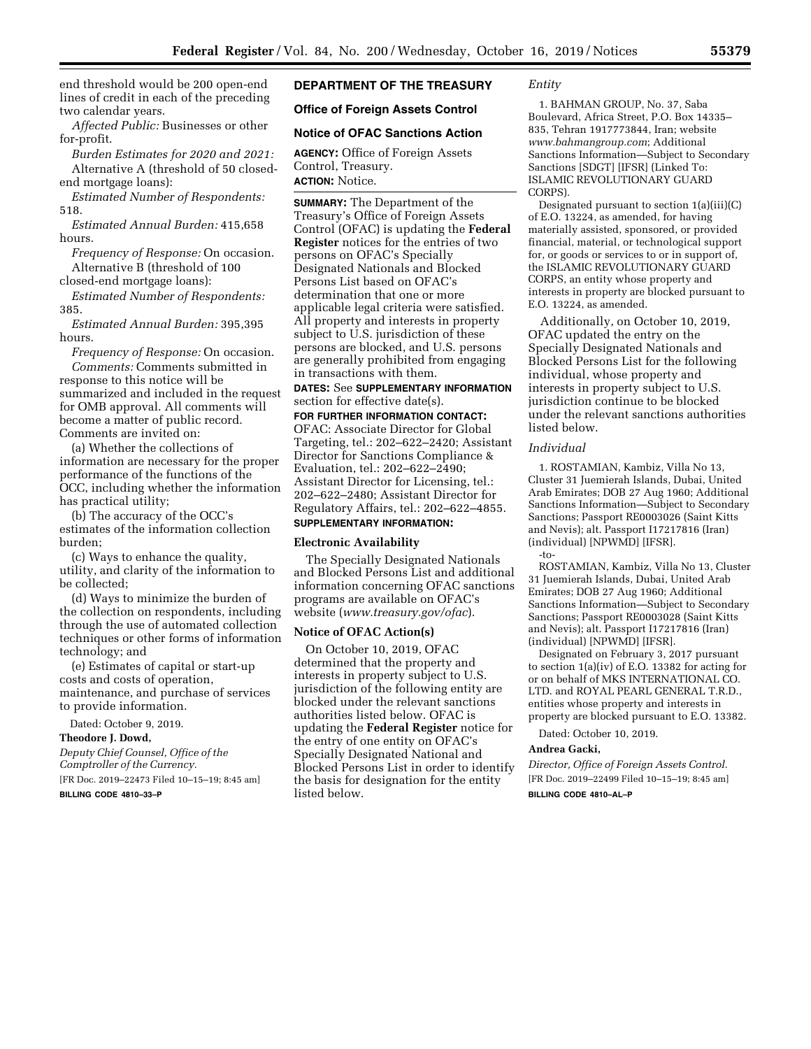end threshold would be 200 open-end lines of credit in each of the preceding two calendar years.

*Affected Public:* Businesses or other for-profit.

*Burden Estimates for 2020 and 2021:*

Alternative A (threshold of 50 closed-end mortgage loans):

*Estimated Number of Respondents:* 518.

*Estimated Annual Burden:* 415,658 hours.

*Frequency of Response:* On occasion.

Alternative B (threshold of 100 closed-end mortgage loans):

*Estimated Number of Respondents:* 385.

*Estimated Annual Burden:* 395,395 hours.

*Frequency of Response:* On occasion.

*Comments:* Comments submitted in response to this notice will be summarized and included in the request for OMB approval. All comments will become a matter of public record. Comments are invited on:

(a) Whether the collections of information are necessary for the proper performance of the functions of the OCC, including whether the information has practical utility;

(b) The accuracy of the OCC's estimates of the information collection burden;

(c) Ways to enhance the quality, utility, and clarity of the information to be collected;

(d) Ways to minimize the burden of the collection on respondents, including through the use of automated collection techniques or other forms of information technology; and

(e) Estimates of capital or start-up costs and costs of operation, maintenance, and purchase of services to provide information.

Dated: October 9, 2019.

**Theodore J. Dowd,**

*Deputy Chief Counsel, Office of the Comptroller of the Currency.*

[FR Doc. 2019–22473 Filed 10–15–19; 8:45 am]

**BILLING CODE 4810–33–P**

## DEPARTMENT OF THE TREASURY

### Office of Foreign Assets Control

### Notice of OFAC Sanctions Action

**AGENCY:** Office of Foreign Assets Control, Treasury.

**ACTION:** Notice.

**SUMMARY:** The Department of the Treasury's Office of Foreign Assets Control (OFAC) is updating the **Federal Register** notices for the entries of two persons on OFAC's Specially Designated Nationals and Blocked Persons List based on OFAC's determination that one or more applicable legal criteria were satisfied. All property and interests in property subject to U.S. jurisdiction of these persons are blocked, and U.S. persons are generally prohibited from engaging in transactions with them.

**DATES:** See **SUPPLEMENTARY INFORMATION** section for effective date(s).

**FOR FURTHER INFORMATION CONTACT:** OFAC: Associate Director for Global Targeting, tel.: 202–622–2420; Assistant Director for Sanctions Compliance & Evaluation, tel.: 202–622–2490; Assistant Director for Licensing, tel.: 202–622–2480; Assistant Director for Regulatory Affairs, tel.: 202–622–4855.

**SUPPLEMENTARY INFORMATION:**

**Electronic Availability**

The Specially Designated Nationals and Blocked Persons List and additional information concerning OFAC sanctions programs are available on OFAC's website (*www.treasury.gov/ofac*).

**Notice of OFAC Action(s)**

On October 10, 2019, OFAC determined that the property and interests in property subject to U.S. jurisdiction of the following entity are blocked under the relevant sanctions authorities listed below. OFAC is updating the **Federal Register** notice for the entry of one entity on OFAC's Specially Designated National and Blocked Persons List in order to identify the basis for designation for the entity listed below.

*Entity*

1. BAHMAN GROUP, No. 37, Saba Boulevard, Africa Street, P.O. Box 14335–835, Tehran 1917773844, Iran; website *www.bahmangroup.com*; Additional Sanctions Information—Subject to Secondary Sanctions [SDGT] [IFSR] (Linked To: ISLAMIC REVOLUTIONARY GUARD CORPS).

Designated pursuant to section 1(a)(iii)(C) of E.O. 13224, as amended, for having materially assisted, sponsored, or provided financial, material, or technological support for, or goods or services to or in support of, the ISLAMIC REVOLUTIONARY GUARD CORPS, an entity whose property and interests in property are blocked pursuant to E.O. 13224, as amended.

Additionally, on October 10, 2019, OFAC updated the entry on the Specially Designated Nationals and Blocked Persons List for the following individual, whose property and interests in property subject to U.S. jurisdiction continue to be blocked under the relevant sanctions authorities listed below.

*Individual*

1. ROSTAMIAN, Kambiz, Villa No 13, Cluster 31 Juemierah Islands, Dubai, United Arab Emirates; DOB 27 Aug 1960; Additional Sanctions Information—Subject to Secondary Sanctions; Passport RE0003026 (Saint Kitts and Nevis); alt. Passport I17217816 (Iran) (individual) [NPWMD] [IFSR].

-to-

ROSTAMIAN, Kambiz, Villa No 13, Cluster 31 Juemierah Islands, Dubai, United Arab Emirates; DOB 27 Aug 1960; Additional Sanctions Information—Subject to Secondary Sanctions; Passport RE0003028 (Saint Kitts and Nevis); alt. Passport I17217816 (Iran) (individual) [NPWMD] [IFSR].

Designated on February 3, 2017 pursuant to section 1(a)(iv) of E.O. 13382 for acting for or on behalf of MKS INTERNATIONAL CO. LTD. and ROYAL PEARL GENERAL T.R.D., entities whose property and interests in property are blocked pursuant to E.O. 13382.

Dated: October 10, 2019.

**Andrea Gacki,**

*Director, Office of Foreign Assets Control.*

[FR Doc. 2019–22499 Filed 10–15–19; 8:45 am]

**BILLING CODE 4810–AL–P**